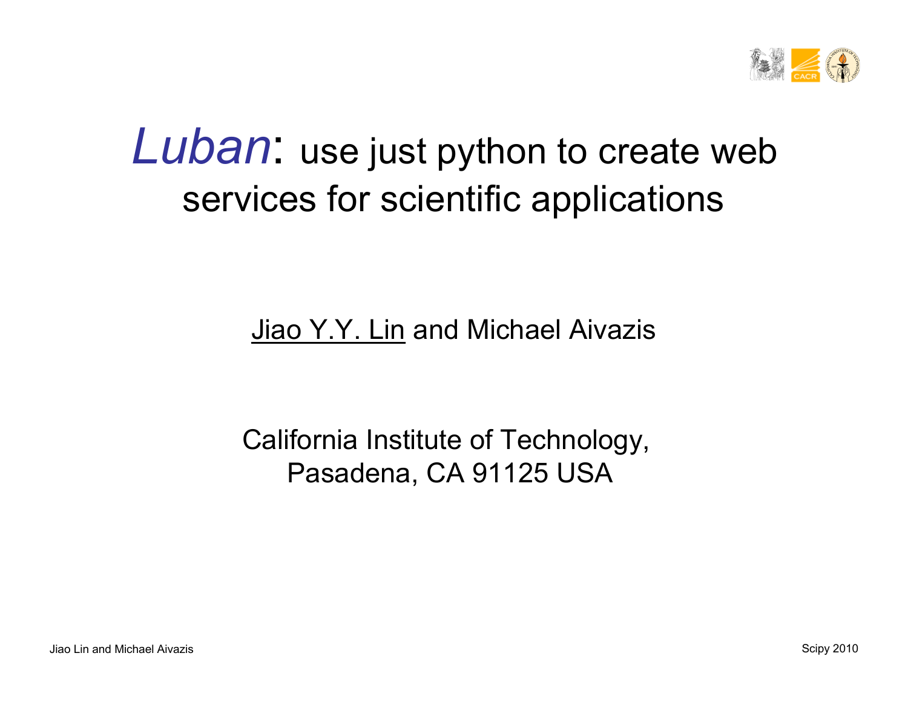# *Luban*: use just python to create web services for scientific applications

Jiao Y.Y. Lin and Michael Aivazis

California Institute of Technology,
Pasadena, CA 91125 USA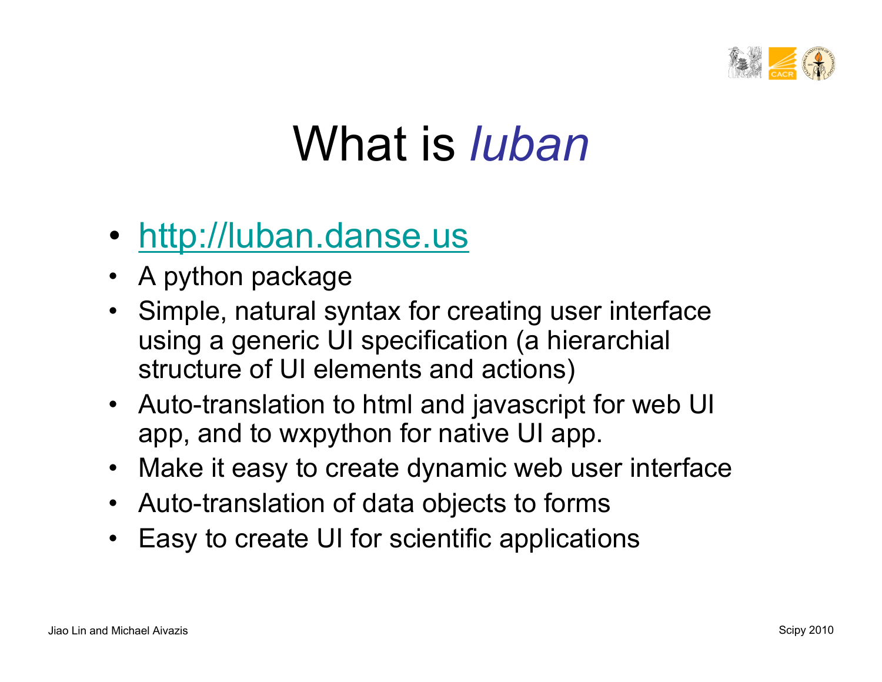# What is *luban*

- [http://luban.danse.us](http://luban.danse.us)
- A python package
- Simple, natural syntax for creating user interface using a generic UI specification (a hierarchial structure of UI elements and actions)
- Auto-translation to html and javascript for web UI app, and to wxpython for native UI app.
- Make it easy to create dynamic web user interface
- Auto-translation of data objects to forms
- Easy to create UI for scientific applications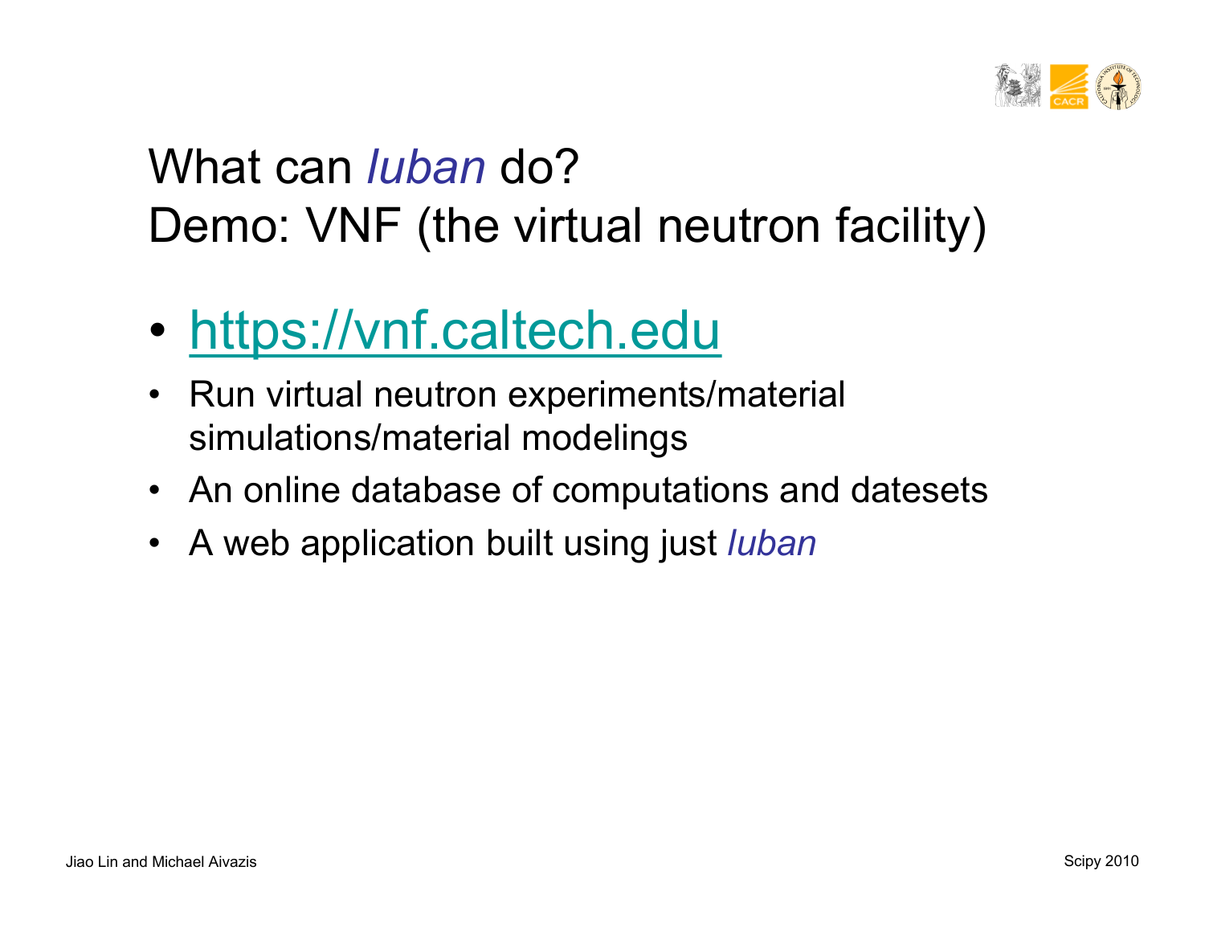# What can *luban* do?
# Demo: VNF (the virtual neutron facility)

- https://vnf.caltech.edu
- Run virtual neutron experiments/material simulations/material modelings
- An online database of computations and datesets
- A web application built using just *luban*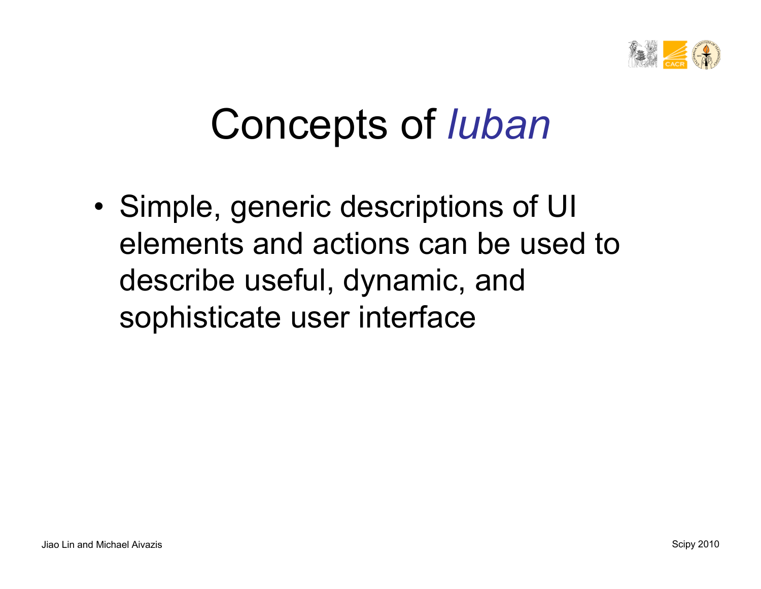# Concepts of *luban*

- Simple, generic descriptions of UI elements and actions can be used to describe useful, dynamic, and sophisticate user interface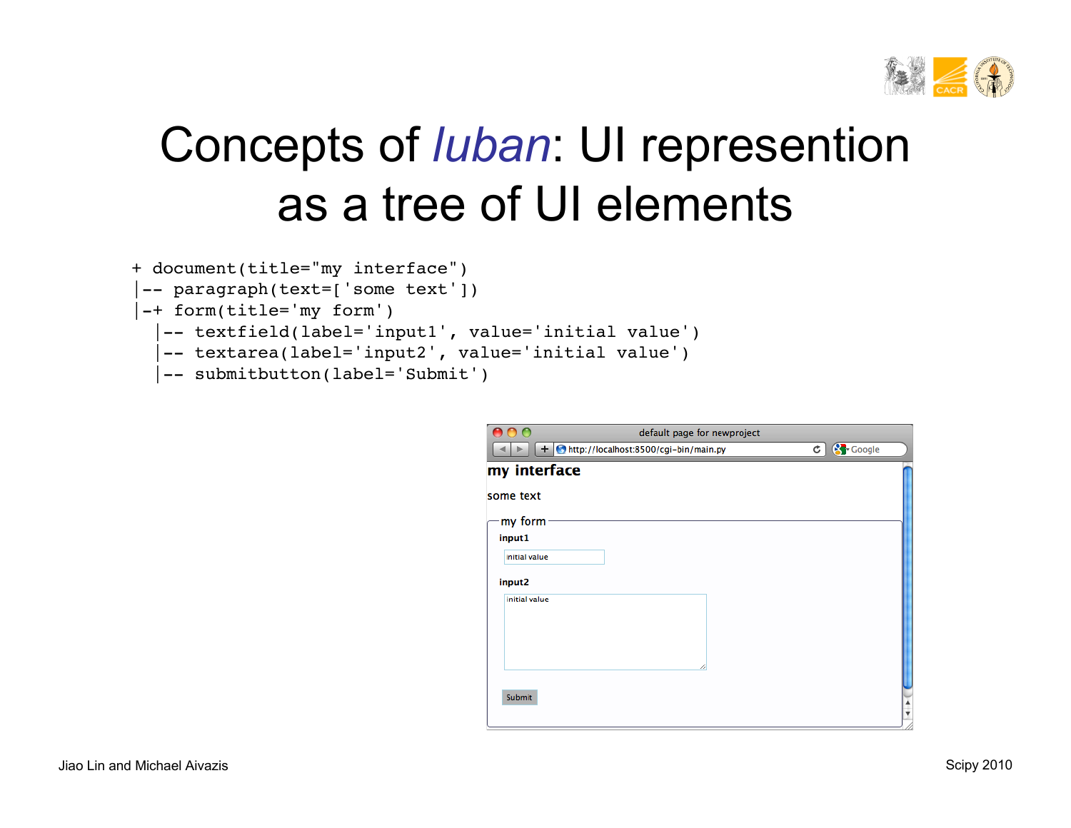# Concepts of *luban*: UI represention as a tree of UI elements

```
+ document(title="my interface")
|-- paragraph(text=['some text'])
|-+ form(title='my form')
  |-- textfield(label='input1', value='initial value')
  |-- textarea(label='input2', value='initial value')
  |-- submitbutton(label='Submit')
```

Jiao Lin and Michael Aivazis

Scipy 2010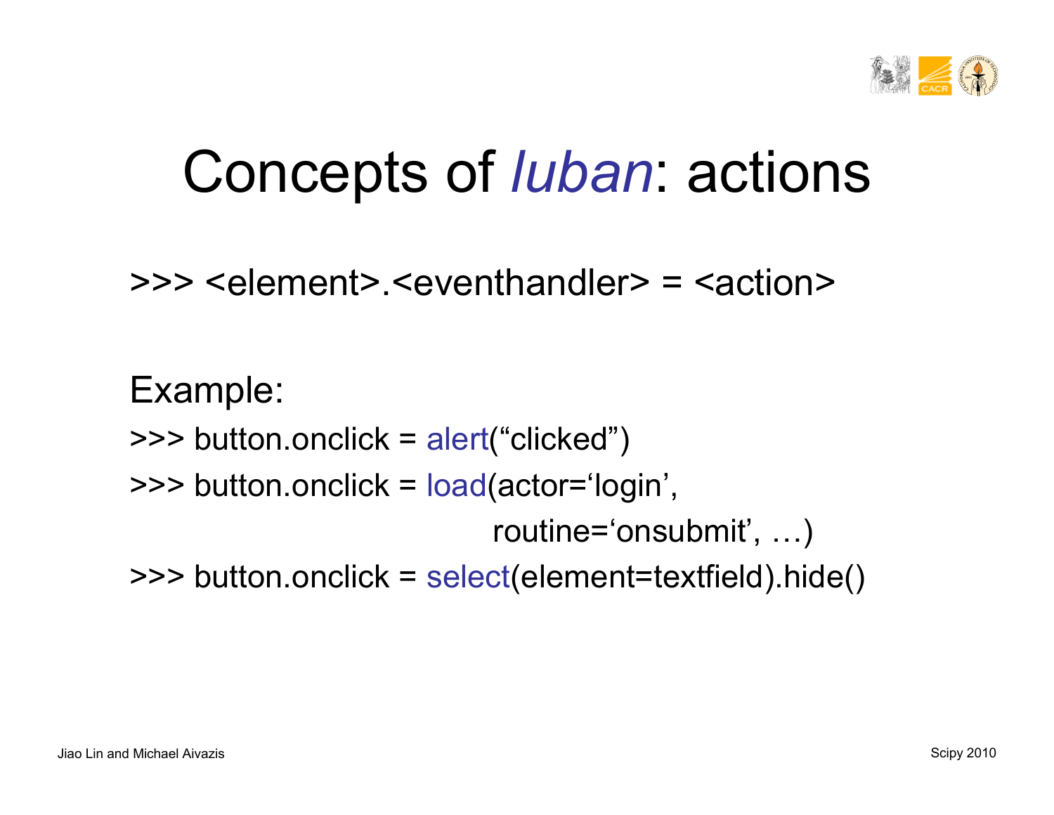# Concepts of *luban*: actions

```
>>> <element>.<eventhandler> = <action>
```

Example:

```
>>> button.onclick = alert("clicked")
>>> button.onclick = load(actor='login',
                          routine='onsubmit', …)
>>> button.onclick = select(element=textfield).hide()
```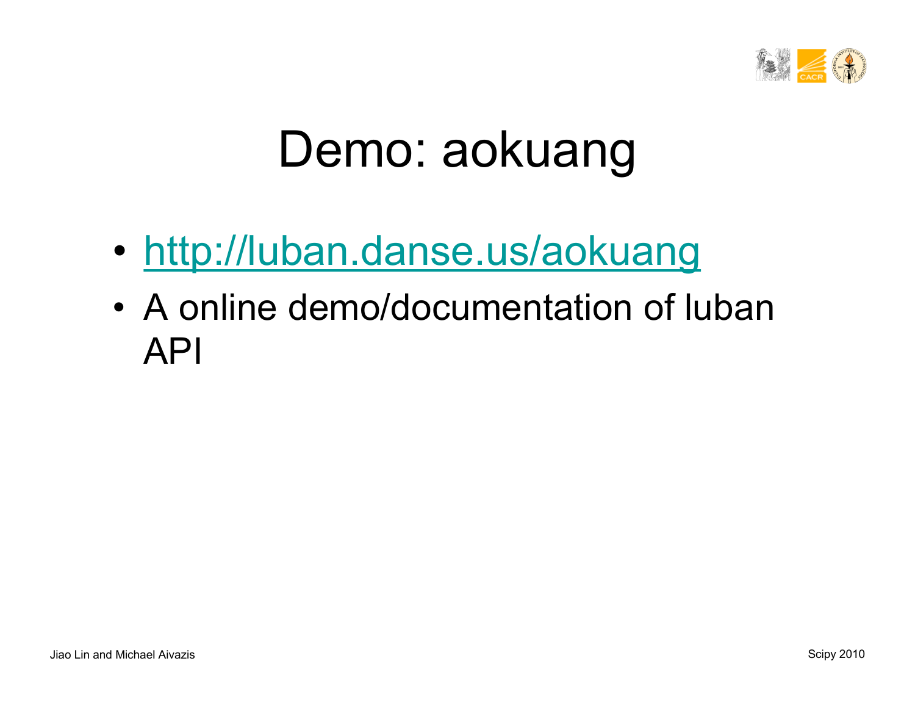# Demo: aokuang

- [http://luban.danse.us/aokuang](http://luban.danse.us/aokuang)
- A online demo/documentation of luban API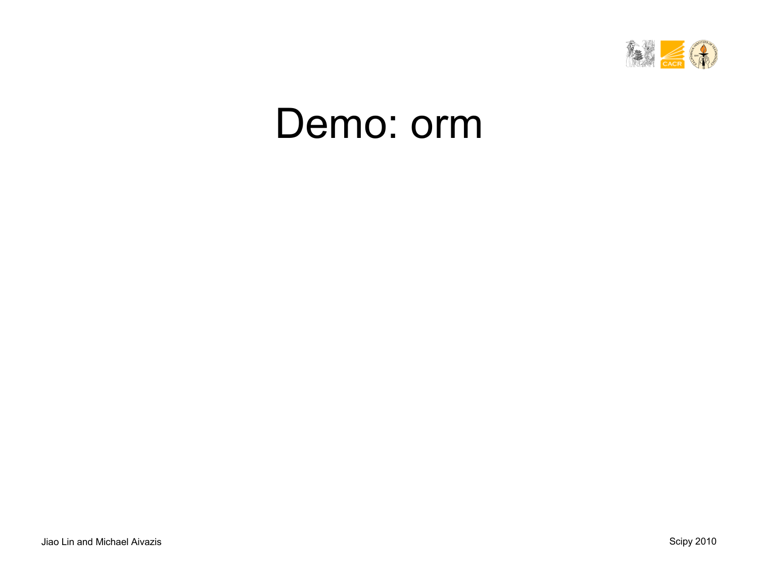# Demo: orm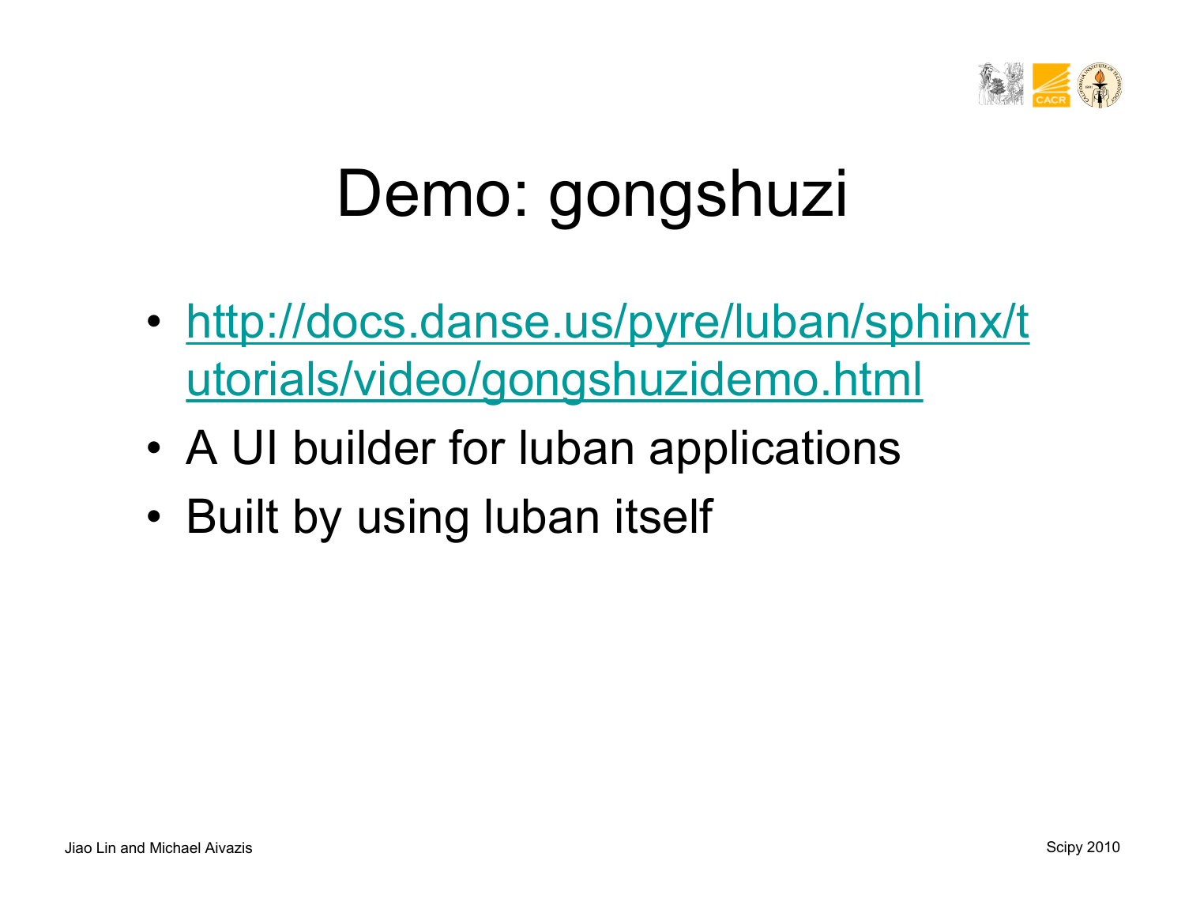# Demo: gongshuzi

- [http://docs.danse.us/pyre/luban/sphinx/tutorials/video/gongshuzidemo.html](http://docs.danse.us/pyre/luban/sphinx/tutorials/video/gongshuzidemo.html)
- A UI builder for luban applications
- Built by using luban itself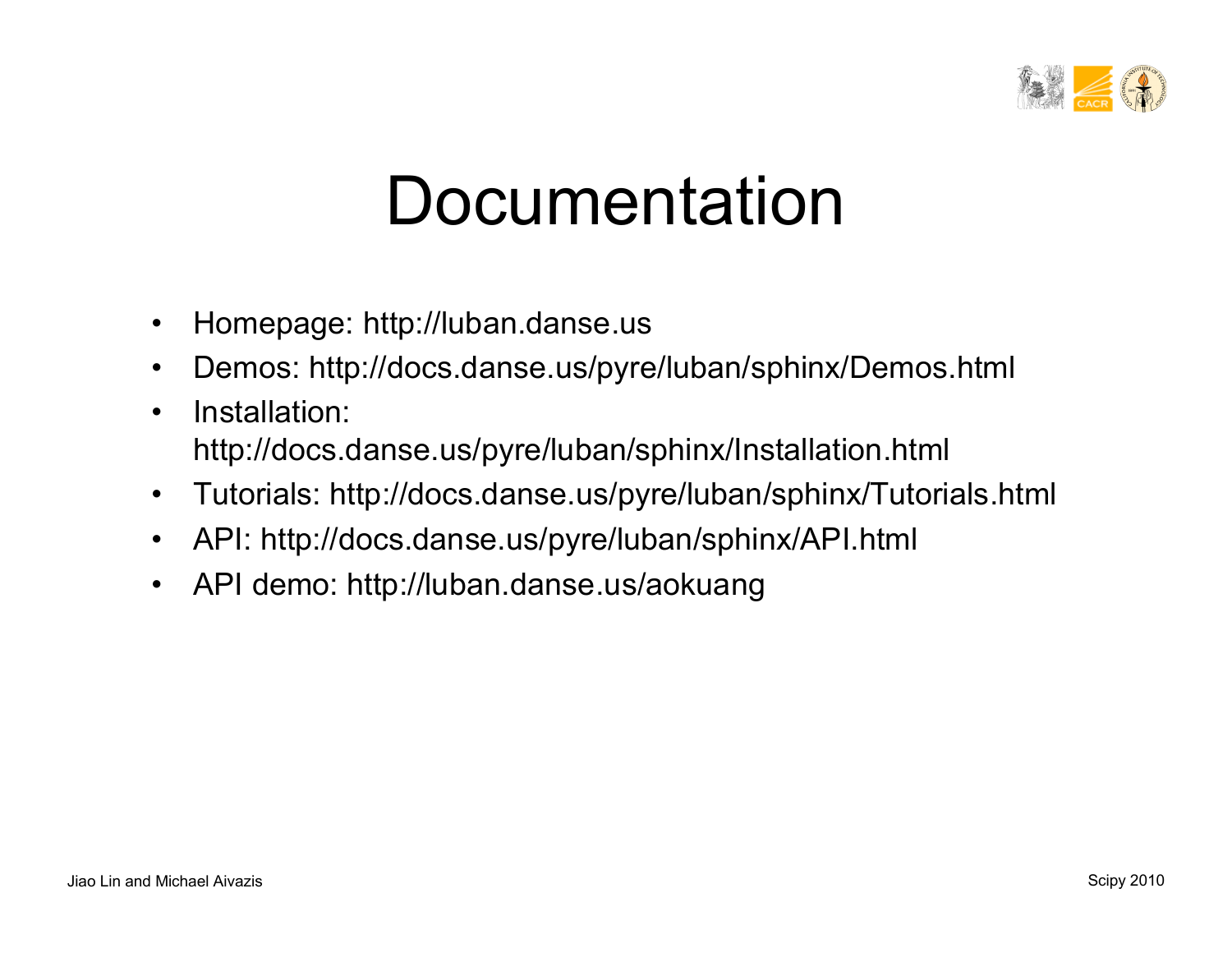# Documentation

- Homepage: http://luban.danse.us
- Demos: http://docs.danse.us/pyre/luban/sphinx/Demos.html
- Installation: http://docs.danse.us/pyre/luban/sphinx/Installation.html
- Tutorials: http://docs.danse.us/pyre/luban/sphinx/Tutorials.html
- API: http://docs.danse.us/pyre/luban/sphinx/API.html
- API demo: http://luban.danse.us/aokuang